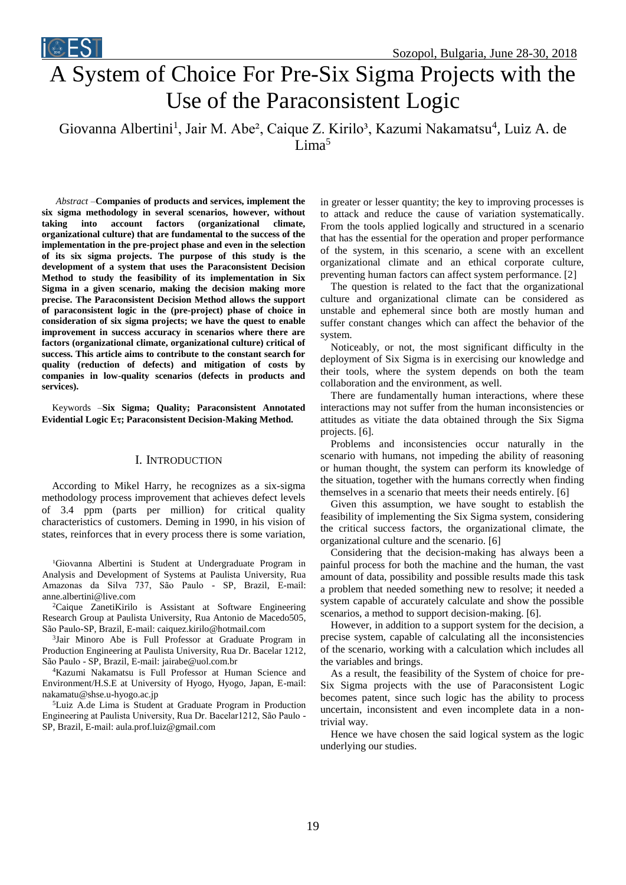# A System of Choice For Pre-Six Sigma Projects with the Use of the Paraconsistent Logic

Giovanna Albertini[1], Jair M. Abe[2], Caique Z. Kirilo[3], Kazumi Nakamatsu[4], Luiz A. de Lima[5]

*Abstract* –**Companies of products and services, implement the six sigma methodology in several scenarios, however, without taking into account factors (organizational climate, organizational culture) that are fundamental to the success of the implementation in the pre-project phase and even in the selection of its six sigma projects. The purpose of this study is the development of a system that uses the Paraconsistent Decision Method to study the feasibility of its implementation in Six Sigma in a given scenario, making the decision making more precise. The Paraconsistent Decision Method allows the support of paraconsistent logic in the (pre-project) phase of choice in consideration of six sigma projects; we have the quest to enable improvement in success accuracy in scenarios where there are factors (organizational climate, organizational culture) critical of success. This article aims to contribute to the constant search for quality (reduction of defects) and mitigation of costs by companies in low-quality scenarios (defects in products and services).**

Keywords –**Six Sigma; Quality; Paraconsistent Annotated Evidential Logic E$\tau$; Paraconsistent Decision-Making Method.**

## I. Introduction

According to Mikel Harry, he recognizes as a six-sigma methodology process improvement that achieves defect levels of 3.4 ppm (parts per million) for critical quality characteristics of customers. Deming in 1990, in his vision of states, reinforces that in every process there is some variation, in greater or lesser quantity; the key to improving processes is to attack and reduce the cause of variation systematically. From the tools applied logically and structured in a scenario that has the essential for the operation and proper performance of the system, in this scenario, a scene with an excellent organizational climate and an ethical corporate culture, preventing human factors can affect system performance. [2]

The question is related to the fact that the organizational culture and organizational climate can be considered as unstable and ephemeral since both are mostly human and suffer constant changes which can affect the behavior of the system.

Noticeably, or not, the most significant difficulty in the deployment of Six Sigma is in exercising our knowledge and their tools, where the system depends on both the team collaboration and the environment, as well.

There are fundamentally human interactions, where these interactions may not suffer from the human inconsistencies or attitudes as vitiate the data obtained through the Six Sigma projects. [6].

Problems and inconsistencies occur naturally in the scenario with humans, not impeding the ability of reasoning or human thought, the system can perform its knowledge of the situation, together with the humans correctly when finding themselves in a scenario that meets their needs entirely. [6]

Given this assumption, we have sought to establish the feasibility of implementing the Six Sigma system, considering the critical success factors, the organizational climate, the organizational culture and the scenario. [6]

Considering that the decision-making has always been a painful process for both the machine and the human, the vast amount of data, possibility and possible results made this task a problem that needed something new to resolve; it needed a system capable of accurately calculate and show the possible scenarios, a method to support decision-making. [6].

However, in addition to a support system for the decision, a precise system, capable of calculating all the inconsistencies of the scenario, working with a calculation which includes all the variables and brings.

As a result, the feasibility of the System of choice for pre-Six Sigma projects with the use of Paraconsistent Logic becomes patent, since such logic has the ability to process uncertain, inconsistent and even incomplete data in a non-trivial way.

Hence we have chosen the said logical system as the logic underlying our studies.

[1]Giovanna Albertini is Student at Undergraduate Program in Analysis and Development of Systems at Paulista University, Rua Amazonas da Silva 737, São Paulo - SP, Brazil, E-mail: anne.albertini@live.com

[2]Caique ZanetiKirilo is Assistant at Software Engineering Research Group at Paulista University, Rua Antonio de Macedo505, São Paulo-SP, Brazil, E-mail: caiquez.kirilo@hotmail.com

[3]Jair Minoro Abe is Full Professor at Graduate Program in Production Engineering at Paulista University, Rua Dr. Bacelar 1212, São Paulo - SP, Brazil, E-mail: jairabe@uol.com.br

[4]Kazumi Nakamatsu is Full Professor at Human Science and Environment/H.S.E at University of Hyogo, Hyogo, Japan, E-mail: nakamatu@shse.u-hyogo.ac.jp

[5]Luiz A.de Lima is Student at Graduate Program in Production Engineering at Paulista University, Rua Dr. Bacelar1212, São Paulo - SP, Brazil, E-mail: aula.prof.luiz@gmail.com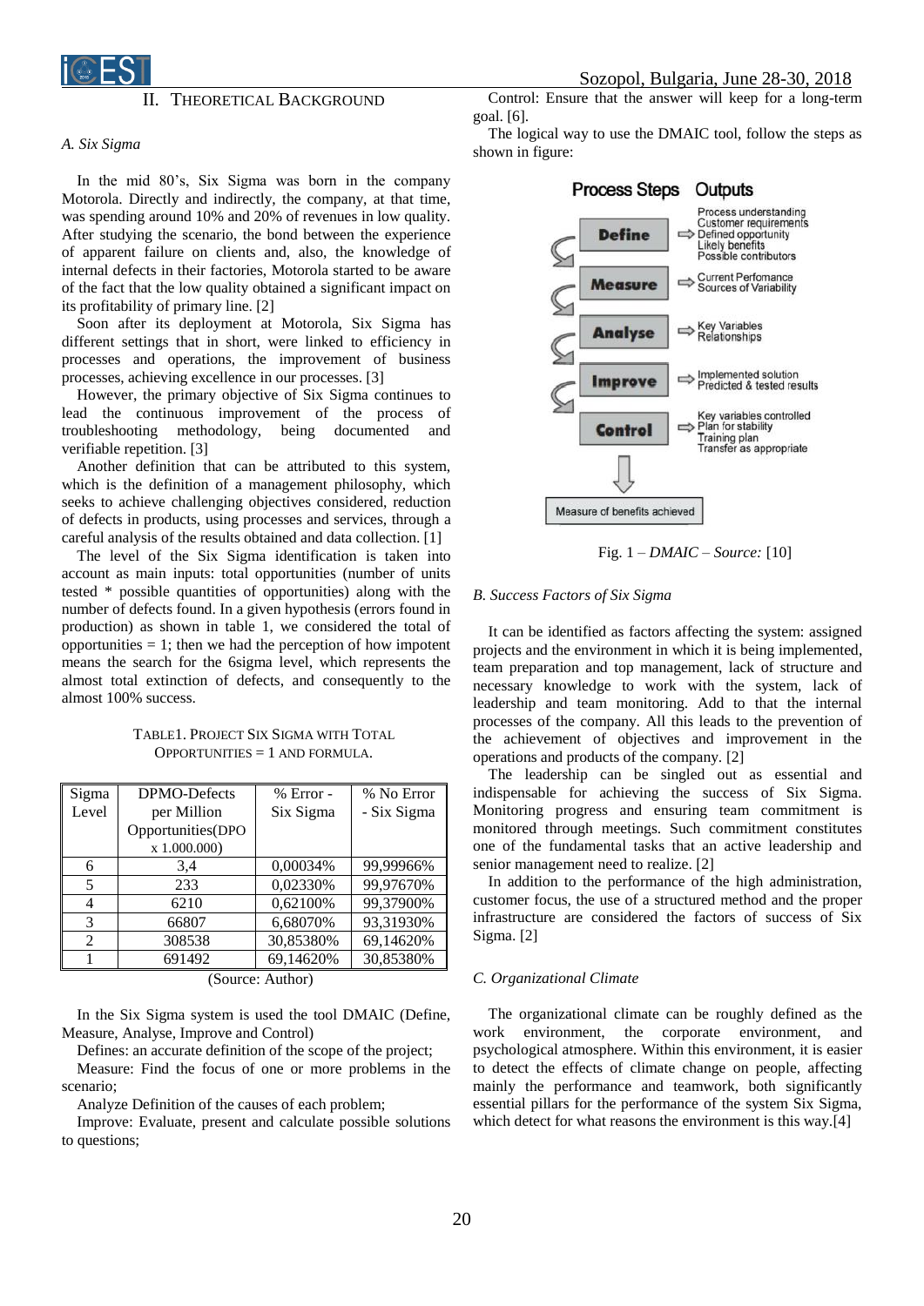## II. Theoretical Background

### *A. Six Sigma*

In the mid 80's, Six Sigma was born in the company Motorola. Directly and indirectly, the company, at that time, was spending around 10% and 20% of revenues in low quality. After studying the scenario, the bond between the experience of apparent failure on clients and, also, the knowledge of internal defects in their factories, Motorola started to be aware of the fact that the low quality obtained a significant impact on its profitability of primary line. [2]

Soon after its deployment at Motorola, Six Sigma has different settings that in short, were linked to efficiency in processes and operations, the improvement of business processes, achieving excellence in our processes. [3]

However, the primary objective of Six Sigma continues to lead the continuous improvement of the process of troubleshooting methodology, being documented and verifiable repetition. [3]

Another definition that can be attributed to this system, which is the definition of a management philosophy, which seeks to achieve challenging objectives considered, reduction of defects in products, using processes and services, through a careful analysis of the results obtained and data collection. [1]

The level of the Six Sigma identification is taken into account as main inputs: total opportunities (number of units tested * possible quantities of opportunities) along with the number of defects found. In a given hypothesis (errors found in production) as shown in table 1, we considered the total of opportunities = 1; then we had the perception of how impotent means the search for the 6sigma level, which represents the almost total extinction of defects, and consequently to the almost 100% success.

Table1. Project Six Sigma with Total Opportunities = 1 and formula.

| Sigma Level | DPMO-Defects per Million Opportunities(DPO x 1.000.000) | % Error - Six Sigma | % No Error - Six Sigma |
|---|---|---|---|
| 6 | 3,4 | 0,00034% | 99,99966% |
| 5 | 233 | 0,02330% | 99,97670% |
| 4 | 6210 | 0,62100% | 99,37900% |
| 3 | 66807 | 6,68070% | 93,31930% |
| 2 | 308538 | 30,85380% | 69,14620% |
| 1 | 691492 | 69,14620% | 30,85380% |

(Source: Author)

In the Six Sigma system is used the tool DMAIC (Define, Measure, Analyse, Improve and Control)

Defines: an accurate definition of the scope of the project;

Measure: Find the focus of one or more problems in the scenario;

Analyze Definition of the causes of each problem;

Improve: Evaluate, present and calculate possible solutions to questions;

Control: Ensure that the answer will keep for a long-term goal. [6].

The logical way to use the DMAIC tool, follow the steps as shown in figure:

Process Steps
Outputs
Define
Process understanding
Customer requirements
Defined opportunity
Likely benefits
Possible contributors
Measure
Current Perfomance
Sources of Variability
Analyse
Key Variables
Relationships
Improve
Implemented solution
Predicted & tested results
Control
Key variables controlled
Plan for stability
Training plan
Transfer as appropriate
Measure of benefits achieved

Fig. 1 – *DMAIC – Source:* [10]

### *B. Success Factors of Six Sigma*

It can be identified as factors affecting the system: assigned projects and the environment in which it is being implemented, team preparation and top management, lack of structure and necessary knowledge to work with the system, lack of leadership and team monitoring. Add to that the internal processes of the company. All this leads to the prevention of the achievement of objectives and improvement in the operations and products of the company. [2]

The leadership can be singled out as essential and indispensable for achieving the success of Six Sigma. Monitoring progress and ensuring team commitment is monitored through meetings. Such commitment constitutes one of the fundamental tasks that an active leadership and senior management need to realize. [2]

In addition to the performance of the high administration, customer focus, the use of a structured method and the proper infrastructure are considered the factors of success of Six Sigma. [2]

### *C. Organizational Climate*

The organizational climate can be roughly defined as the work environment, the corporate environment, and psychological atmosphere. Within this environment, it is easier to detect the effects of climate change on people, affecting mainly the performance and teamwork, both significantly essential pillars for the performance of the system Six Sigma, which detect for what reasons the environment is this way.[4]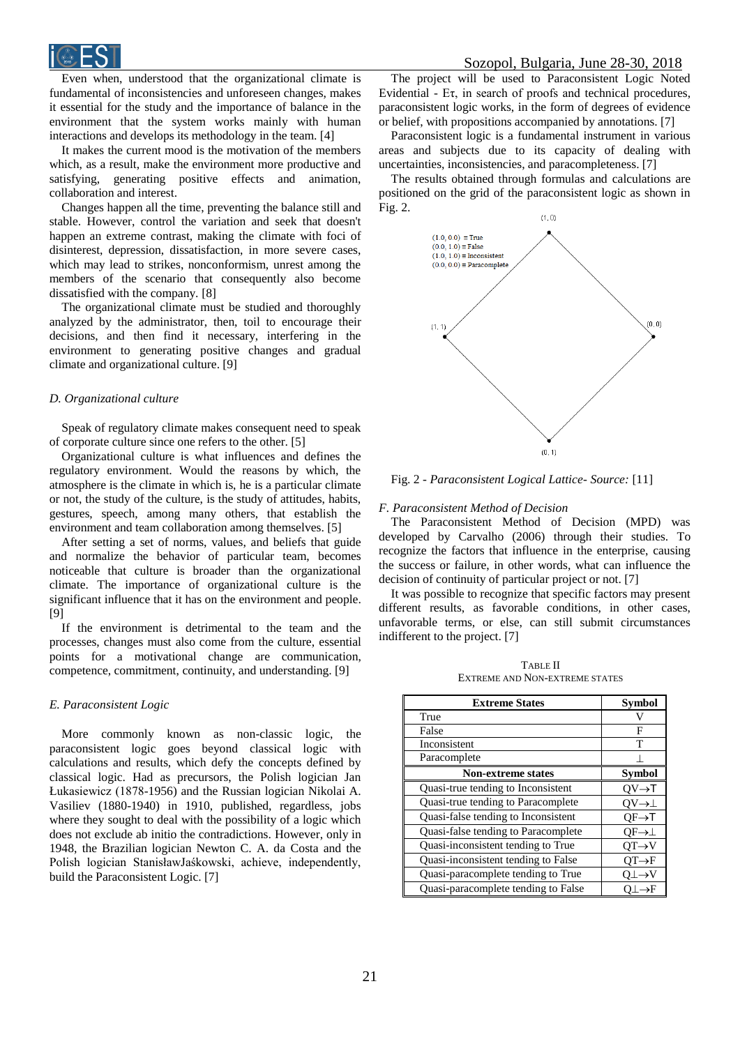Even when, understood that the organizational climate is fundamental of inconsistencies and unforeseen changes, makes it essential for the study and the importance of balance in the environment that the system works mainly with human interactions and develops its methodology in the team. [4]

It makes the current mood is the motivation of the members which, as a result, make the environment more productive and satisfying, generating positive effects and animation, collaboration and interest.

Changes happen all the time, preventing the balance still and stable. However, control the variation and seek that doesn't happen an extreme contrast, making the climate with foci of disinterest, depression, dissatisfaction, in more severe cases, which may lead to strikes, nonconformism, unrest among the members of the scenario that consequently also become dissatisfied with the company. [8]

The organizational climate must be studied and thoroughly analyzed by the administrator, then, toil to encourage their decisions, and then find it necessary, interfering in the environment to generating positive changes and gradual climate and organizational culture. [9]

### *D. Organizational culture*

Speak of regulatory climate makes consequent need to speak of corporate culture since one refers to the other. [5]

Organizational culture is what influences and defines the regulatory environment. Would the reasons by which, the atmosphere is the climate in which is, he is a particular climate or not, the study of the culture, is the study of attitudes, habits, gestures, speech, among many others, that establish the environment and team collaboration among themselves. [5]

After setting a set of norms, values, and beliefs that guide and normalize the behavior of particular team, becomes noticeable that culture is broader than the organizational climate. The importance of organizational culture is the significant influence that it has on the environment and people. [9]

If the environment is detrimental to the team and the processes, changes must also come from the culture, essential points for a motivational change are communication, competence, commitment, continuity, and understanding. [9]

### *E. Paraconsistent Logic*

More commonly known as non-classic logic, the paraconsistent logic goes beyond classical logic with calculations and results, which defy the concepts defined by classical logic. Had as precursors, the Polish logician Jan Łukasiewicz (1878-1956) and the Russian logician Nikolai A. Vasiliev (1880-1940) in 1910, published, regardless, jobs where they sought to deal with the possibility of a logic which does not exclude ab initio the contradictions. However, only in 1948, the Brazilian logician Newton C. A. da Costa and the Polish logician StanisławJaśkowski, achieve, independently, build the Paraconsistent Logic. [7]

The project will be used to Paraconsistent Logic Noted Evidential - Eτ, in search of proofs and technical procedures, paraconsistent logic works, in the form of degrees of evidence or belief, with propositions accompanied by annotations. [7]

Paraconsistent logic is a fundamental instrument in various areas and subjects due to its capacity of dealing with uncertainties, inconsistencies, and paracompleteness. [7]

The results obtained through formulas and calculations are positioned on the grid of the paraconsistent logic as shown in Fig. 2.

(1, 0)

(1.0, 0.0) ≡ True
(0.0, 1.0) ≡ False
(1.0, 1.0) ≡ Inconsistent
(0.0, 0.0) ≡ Paracomplete

(1, 1)

(0, 0)

(0, 1)

Fig. 2 - *Paraconsistent Logical Lattice- Source:* [11]

### *F. Paraconsistent Method of Decision*

The Paraconsistent Method of Decision (MPD) was developed by Carvalho (2006) through their studies. To recognize the factors that influence in the enterprise, causing the success or failure, in other words, what can influence the decision of continuity of particular project or not. [7]

It was possible to recognize that specific factors may present different results, as favorable conditions, in other cases, unfavorable terms, or else, can still submit circumstances indifferent to the project. [7]

TABLE II
EXTREME AND NON-EXTREME STATES

| Extreme States | Symbol |
|---|---|
| True | V |
| False | F |
| Inconsistent | T |
| Paracomplete | ⊥ |
| **Non-extreme states** | **Symbol** |
| Quasi-true tending to Inconsistent | QV→T |
| Quasi-true tending to Paracomplete | QV→⊥ |
| Quasi-false tending to Inconsistent | QF→T |
| Quasi-false tending to Paracomplete | QF→⊥ |
| Quasi-inconsistent tending to True | QT→V |
| Quasi-inconsistent tending to False | QT→F |
| Quasi-paracomplete tending to True | Q⊥→V |
| Quasi-paracomplete tending to False | Q⊥→F |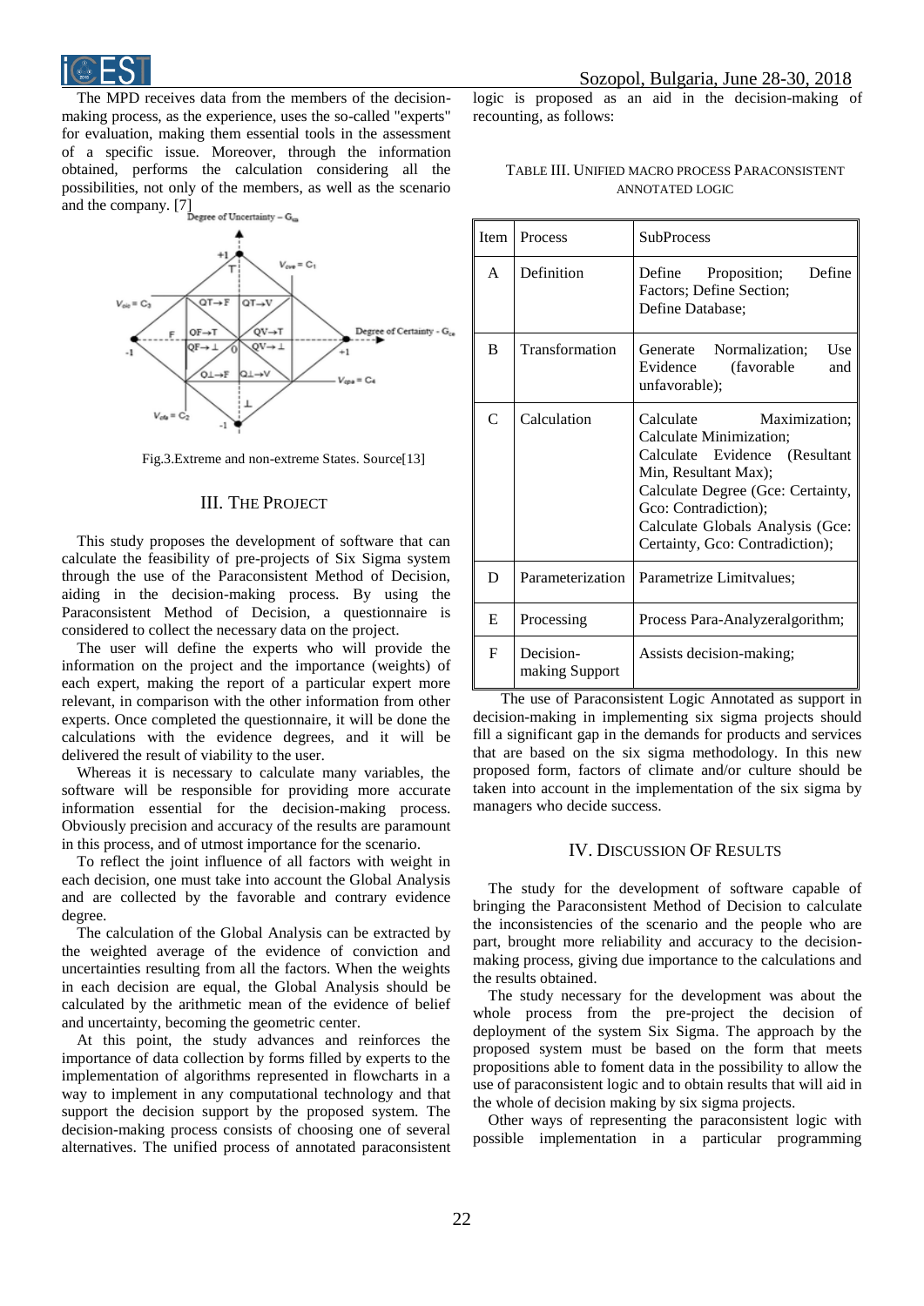The MPD receives data from the members of the decision-making process, as the experience, uses the so-called "experts" for evaluation, making them essential tools in the assessment of a specific issue. Moreover, through the information obtained, performs the calculation considering all the possibilities, not only of the members, as well as the scenario and the company. [7]

Degree of Uncertainty – $G_{un}$

+1

T

$V_{cve} = C_1$

$V_{sic} = C_3$

QT→F

QT→V

F

QF→T

QV→T

Degree of Certainty - $G_{ce}$

-1

QF→⊥

0

QV→⊥

+1

Q⊥→F

Q⊥→V

$V_{cpa} = C_4$

⊥

$V_{cfa} = C_2$

-1

Fig.3.Extreme and non-extreme States. Source[13]

## III. The Project

This study proposes the development of software that can calculate the feasibility of pre-projects of Six Sigma system through the use of the Paraconsistent Method of Decision, aiding in the decision-making process. By using the Paraconsistent Method of Decision, a questionnaire is considered to collect the necessary data on the project.

The user will define the experts who will provide the information on the project and the importance (weights) of each expert, making the report of a particular expert more relevant, in comparison with the other information from other experts. Once completed the questionnaire, it will be done the calculations with the evidence degrees, and it will be delivered the result of viability to the user.

Whereas it is necessary to calculate many variables, the software will be responsible for providing more accurate information essential for the decision-making process. Obviously precision and accuracy of the results are paramount in this process, and of utmost importance for the scenario.

To reflect the joint influence of all factors with weight in each decision, one must take into account the Global Analysis and are collected by the favorable and contrary evidence degree.

The calculation of the Global Analysis can be extracted by the weighted average of the evidence of conviction and uncertainties resulting from all the factors. When the weights in each decision are equal, the Global Analysis should be calculated by the arithmetic mean of the evidence of belief and uncertainty, becoming the geometric center.

At this point, the study advances and reinforces the importance of data collection by forms filled by experts to the implementation of algorithms represented in flowcharts in a way to implement in any computational technology and that support the decision support by the proposed system. The decision-making process consists of choosing one of several alternatives. The unified process of annotated paraconsistent logic is proposed as an aid in the decision-making of recounting, as follows:

TABLE III. Unified Macro Process Paraconsistent Annotated Logic

| Item | Process | SubProcess |
|---|---|---|
| A | Definition | Define Proposition; Define Factors; Define Section; Define Database; |
| B | Transformation | Generate Normalization; Use Evidence (favorable and unfavorable); |
| C | Calculation | Calculate Maximization; Calculate Minimization; Calculate Evidence (Resultant Min, Resultant Max); Calculate Degree (Gce: Certainty, Gco: Contradiction); Calculate Globals Analysis (Gce: Certainty, Gco: Contradiction); |
| D | Parameterization | Parametrize Limitvalues; |
| E | Processing | Process Para-Analyzeralgorithm; |
| F | Decision-making Support | Assists decision-making; |

The use of Paraconsistent Logic Annotated as support in decision-making in implementing six sigma projects should fill a significant gap in the demands for products and services that are based on the six sigma methodology. In this new proposed form, factors of climate and/or culture should be taken into account in the implementation of the six sigma by managers who decide success.

## IV. Discussion Of Results

The study for the development of software capable of bringing the Paraconsistent Method of Decision to calculate the inconsistencies of the scenario and the people who are part, brought more reliability and accuracy to the decision-making process, giving due importance to the calculations and the results obtained.

The study necessary for the development was about the whole process from the pre-project the decision of deployment of the system Six Sigma. The approach by the proposed system must be based on the form that meets propositions able to foment data in the possibility to allow the use of paraconsistent logic and to obtain results that will aid in the whole of decision making by six sigma projects.

Other ways of representing the paraconsistent logic with possible implementation in a particular programming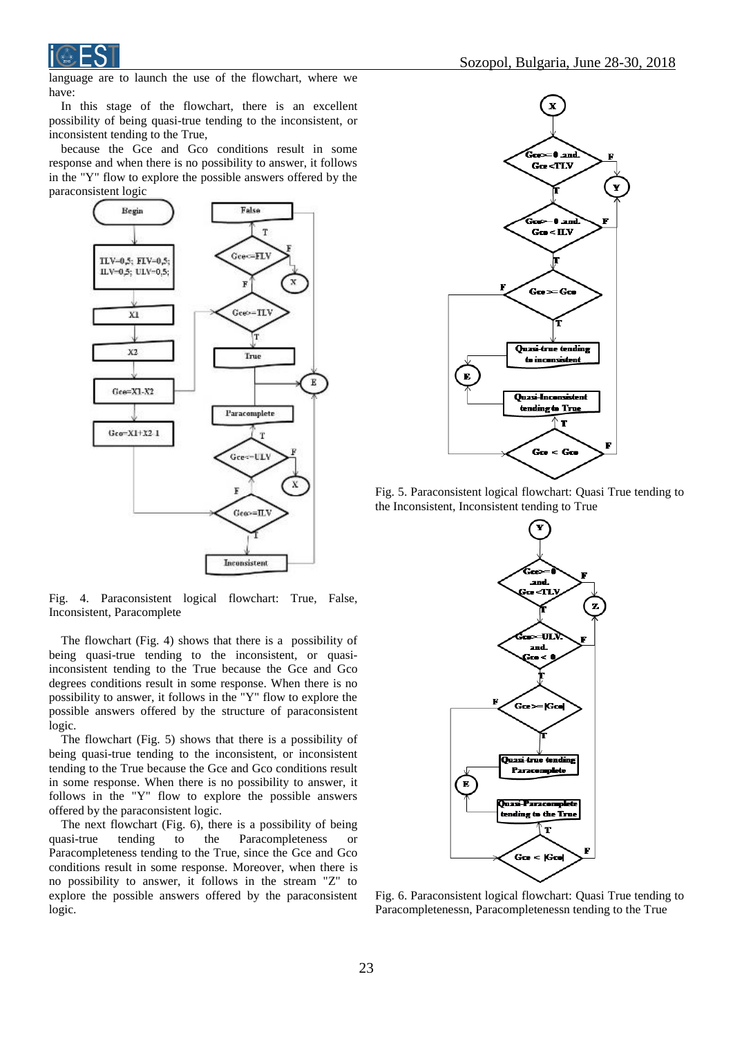language are to launch the use of the flowchart, where we have:

In this stage of the flowchart, there is an excellent possibility of being quasi-true tending to the inconsistent, or inconsistent tending to the True,

because the Gce and Gco conditions result in some response and when there is no possibility to answer, it follows in the "Y" flow to explore the possible answers offered by the paraconsistent logic

Begin

TLV=0,5; FLV=0,5; ILV=0,5; ULV=0,5;

X1

X2

Gce=X1-X2

Gco=X1+X2-1

False

Gce<=FLV

X

Gce>=TLV

True

E

Paracomplete

Gco<=ULV

X

Gco>=ILV

Inconsistent

Fig. 4. Paraconsistent logical flowchart: True, False, Inconsistent, Paracomplete

The flowchart (Fig. 4) shows that there is a possibility of being quasi-true tending to the inconsistent, or quasi-inconsistent tending to the True because the Gce and Gco degrees conditions result in some response. When there is no possibility to answer, it follows in the "Y" flow to explore the possible answers offered by the structure of paraconsistent logic.

The flowchart (Fig. 5) shows that there is a possibility of being quasi-true tending to the inconsistent, or inconsistent tending to the True because the Gce and Gco conditions result in some response. When there is no possibility to answer, it follows in the "Y" flow to explore the possible answers offered by the paraconsistent logic.

The next flowchart (Fig. 6), there is a possibility of being quasi-true tending to the Paracompleteness or Paracompleteness tending to the True, since the Gce and Gco conditions result in some response. Moreover, when there is no possibility to answer, it follows in the stream "Z" to explore the possible answers offered by the paraconsistent logic.

X

Gce>=0 .and. Gce <TLV

Y

Gco>=0 .and. Gco < ILV

Gce >= Gco

Quasi-true tending to inconsistent

E

Quasi-Inconsistent tending to True

Gce < Gco

Fig. 5. Paraconsistent logical flowchart: Quasi True tending to the Inconsistent, Inconsistent tending to True

Y

Gce>=0 .and. Gce <TLV

Z

Gco>=ULV .and. Gco < 0

Gce >= |Gco|

Quasi-true tending Paracomplete

E

Quasi-Paracomplete tending to the True

Gce < |Gco|

Fig. 6. Paraconsistent logical flowchart: Quasi True tending to Paracompletenessn, Paracompletenessn tending to the True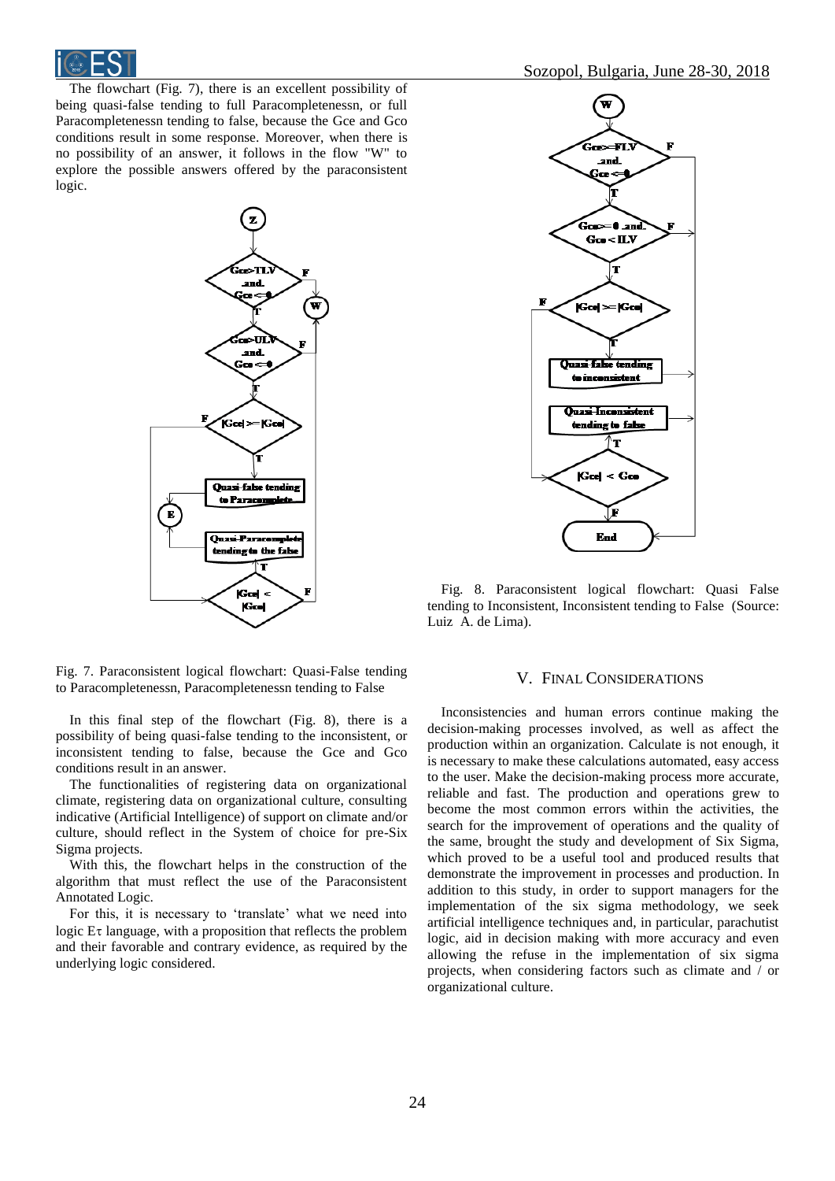The flowchart (Fig. 7), there is an excellent possibility of being quasi-false tending to full Paracompletenessn, or full Paracompletenessn tending to false, because the Gce and Gco conditions result in some response. Moreover, when there is no possibility of an answer, it follows in the flow "W" to explore the possible answers offered by the paraconsistent logic.

Z

Gce>TLV .and. Gce<=0

F

T

W

Gce>ULV .and. Gco<=0

F

T

|Gce| >= |Gco|

F

T

Quasi-false tending to Paracomplete

E

Quasi-Paracomplete tending to the false

T

|Gce| < |Gco|

F

Fig. 7. Paraconsistent logical flowchart: Quasi-False tending to Paracompletenessn, Paracompletenessn tending to False

In this final step of the flowchart (Fig. 8), there is a possibility of being quasi-false tending to the inconsistent, or inconsistent tending to false, because the Gce and Gco conditions result in an answer.

The functionalities of registering data on organizational climate, registering data on organizational culture, consulting indicative (Artificial Intelligence) of support on climate and/or culture, should reflect in the System of choice for pre-Six Sigma projects.

With this, the flowchart helps in the construction of the algorithm that must reflect the use of the Paraconsistent Annotated Logic.

For this, it is necessary to 'translate' what we need into logic Eτ language, with a proposition that reflects the problem and their favorable and contrary evidence, as required by the underlying logic considered.

W

Gce>=FLV .and. Gce<=0

F

T

Gco>=0 .and. Gco<ILV

F

T

|Gce| >= |Gco|

F

T

Quasi-false tending to inconsistent

Quasi-Inconsistent tending to false

T

|Gce| < Gco

F

End

Fig. 8. Paraconsistent logical flowchart: Quasi False tending to Inconsistent, Inconsistent tending to False (Source: Luiz A. de Lima).

## V. Final Considerations

Inconsistencies and human errors continue making the decision-making processes involved, as well as affect the production within an organization. Calculate is not enough, it is necessary to make these calculations automated, easy access to the user. Make the decision-making process more accurate, reliable and fast. The production and operations grew to become the most common errors within the activities, the search for the improvement of operations and the quality of the same, brought the study and development of Six Sigma, which proved to be a useful tool and produced results that demonstrate the improvement in processes and production. In addition to this study, in order to support managers for the implementation of the six sigma methodology, we seek artificial intelligence techniques and, in particular, parachutist logic, aid in decision making with more accuracy and even allowing the refuse in the implementation of six sigma projects, when considering factors such as climate and / or organizational culture.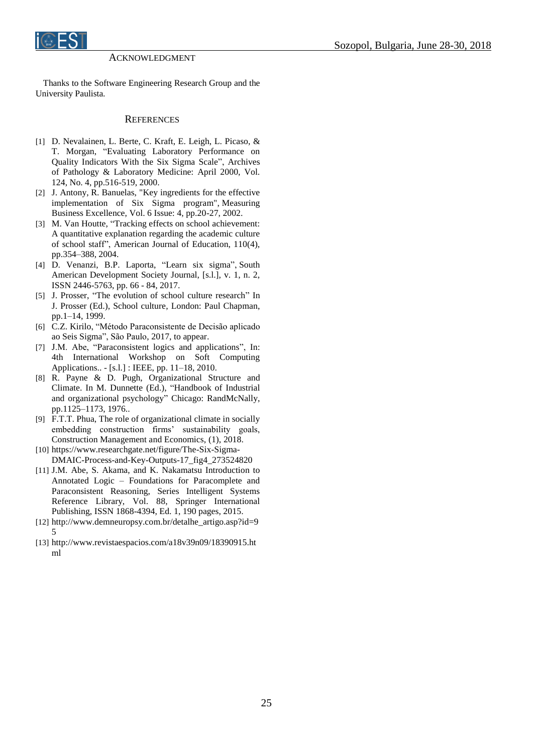## Acknowledgment

Thanks to the Software Engineering Research Group and the University Paulista.

## References

[1] D. Nevalainen, L. Berte, C. Kraft, E. Leigh, L. Picaso, & T. Morgan, “Evaluating Laboratory Performance on Quality Indicators With the Six Sigma Scale”, Archives of Pathology & Laboratory Medicine: April 2000, Vol. 124, No. 4, pp.516-519, 2000.

[2] J. Antony, R. Banuelas, "Key ingredients for the effective implementation of Six Sigma program", Measuring Business Excellence, Vol. 6 Issue: 4, pp.20-27, 2002.

[3] M. Van Houtte, “Tracking effects on school achievement: A quantitative explanation regarding the academic culture of school staff”, American Journal of Education, 110(4), pp.354–388, 2004.

[4] D. Venanzi, B.P. Laporta, “Learn six sigma”, South American Development Society Journal, [s.l.], v. 1, n. 2, ISSN 2446-5763, pp. 66 - 84, 2017.

[5] J. Prosser, “The evolution of school culture research” In J. Prosser (Ed.), School culture, London: Paul Chapman, pp.1–14, 1999.

[6] C.Z. Kirilo, “Método Paraconsistente de Decisão aplicado ao Seis Sigma”, São Paulo, 2017, to appear.

[7] J.M. Abe, “Paraconsistent logics and applications”, In: 4th International Workshop on Soft Computing Applications.. - [s.l.] : IEEE, pp. 11–18, 2010.

[8] R. Payne & D. Pugh, Organizational Structure and Climate. In M. Dunnette (Ed.), “Handbook of Industrial and organizational psychology” Chicago: RandMcNally, pp.1125–1173, 1976..

[9] F.T.T. Phua, The role of organizational climate in socially embedding construction firms’ sustainability goals, Construction Management and Economics, (1), 2018.

[10] https://www.researchgate.net/figure/The-Six-Sigma-DMAIC-Process-and-Key-Outputs-17_fig4_273524820

[11] J.M. Abe, S. Akama, and K. Nakamatsu Introduction to Annotated Logic – Foundations for Paracomplete and Paraconsistent Reasoning, Series Intelligent Systems Reference Library, Vol. 88, Springer International Publishing, ISSN 1868-4394, Ed. 1, 190 pages, 2015.

[12] http://www.demneuropsy.com.br/detalhe_artigo.asp?id=95

[13] http://www.revistaespacios.com/a18v39n09/18390915.html